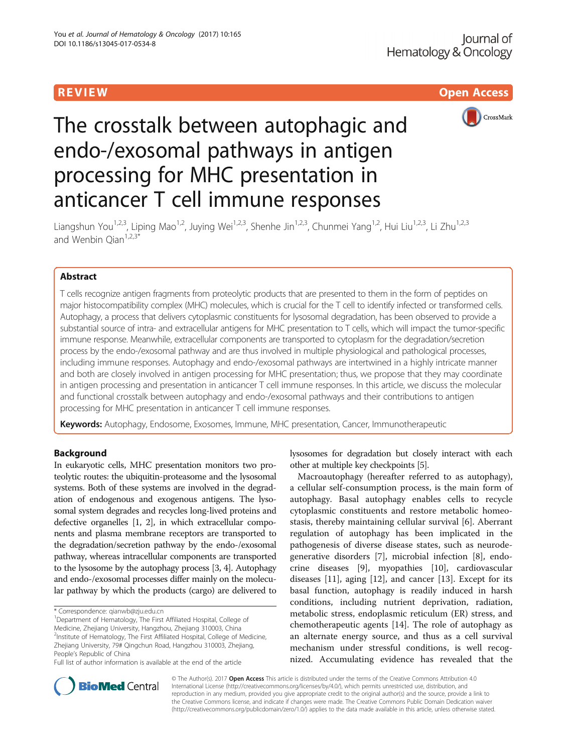REVIEW

Open Access

# The crosstalk between autophagic and endo-/exosomal pathways in antigen processing for MHC presentation in anticancer T cell immune responses

Liangshun You[1,2,3], Liping Mao[1,2], Juying Wei[1,2,3], Shenhe Jin[1,2,3], Chunmei Yang[1,2], Hui Liu[1,2,3], Li Zhu[1,2,3] and Wenbin Qian[1,2,3*]

## Abstract

T cells recognize antigen fragments from proteolytic products that are presented to them in the form of peptides on major histocompatibility complex (MHC) molecules, which is crucial for the T cell to identify infected or transformed cells. Autophagy, a process that delivers cytoplasmic constituents for lysosomal degradation, has been observed to provide a substantial source of intra- and extracellular antigens for MHC presentation to T cells, which will impact the tumor-specific immune response. Meanwhile, extracellular components are transported to cytoplasm for the degradation/secretion process by the endo-/exosomal pathway and are thus involved in multiple physiological and pathological processes, including immune responses. Autophagy and endo-/exosomal pathways are intertwined in a highly intricate manner and both are closely involved in antigen processing for MHC presentation; thus, we propose that they may coordinate in antigen processing and presentation in anticancer T cell immune responses. In this article, we discuss the molecular and functional crosstalk between autophagy and endo-/exosomal pathways and their contributions to antigen processing for MHC presentation in anticancer T cell immune responses.

**Keywords:** Autophagy, Endosome, Exosomes, Immune, MHC presentation, Cancer, Immunotherapeutic

## Background

In eukaryotic cells, MHC presentation monitors two proteolytic routes: the ubiquitin-proteasome and the lysosomal systems. Both of these systems are involved in the degradation of endogenous and exogenous antigens. The lysosomal system degrades and recycles long-lived proteins and defective organelles [1, 2], in which extracellular components and plasma membrane receptors are transported to the degradation/secretion pathway by the endo-/exosomal pathway, whereas intracellular components are transported to the lysosome by the autophagy process [3, 4]. Autophagy and endo-/exosomal processes differ mainly on the molecular pathway by which the products (cargo) are delivered to lysosomes for degradation but closely interact with each other at multiple key checkpoints [5].

Macroautophagy (hereafter referred to as autophagy), a cellular self-consumption process, is the main form of autophagy. Basal autophagy enables cells to recycle cytoplasmic constituents and restore metabolic homeostasis, thereby maintaining cellular survival [6]. Aberrant regulation of autophagy has been implicated in the pathogenesis of diverse disease states, such as neurodegenerative disorders [7], microbial infection [8], endocrine diseases [9], myopathies [10], cardiovascular diseases [11], aging [12], and cancer [13]. Except for its basal function, autophagy is readily induced in harsh conditions, including nutrient deprivation, radiation, metabolic stress, endoplasmic reticulum (ER) stress, and chemotherapeutic agents [14]. The role of autophagy as an alternate energy source, and thus as a cell survival mechanism under stressful conditions, is well recognized. Accumulating evidence has revealed that the

\* Correspondence: qianwb@zju.edu.cn
[1]Department of Hematology, The First Affiliated Hospital, College of Medicine, Zhejiang University, Hangzhou, Zhejiang 310003, China
[2]Institute of Hematology, The First Affiliated Hospital, College of Medicine, Zhejiang University, 79# Qingchun Road, Hangzhou 310003, Zhejiang, People's Republic of China
Full list of author information is available at the end of the article

© The Author(s). 2017 **Open Access** This article is distributed under the terms of the Creative Commons Attribution 4.0 International License (http://creativecommons.org/licenses/by/4.0/), which permits unrestricted use, distribution, and reproduction in any medium, provided you give appropriate credit to the original author(s) and the source, provide a link to the Creative Commons license, and indicate if changes were made. The Creative Commons Public Domain Dedication waiver (http://creativecommons.org/publicdomain/zero/1.0/) applies to the data made available in this article, unless otherwise stated.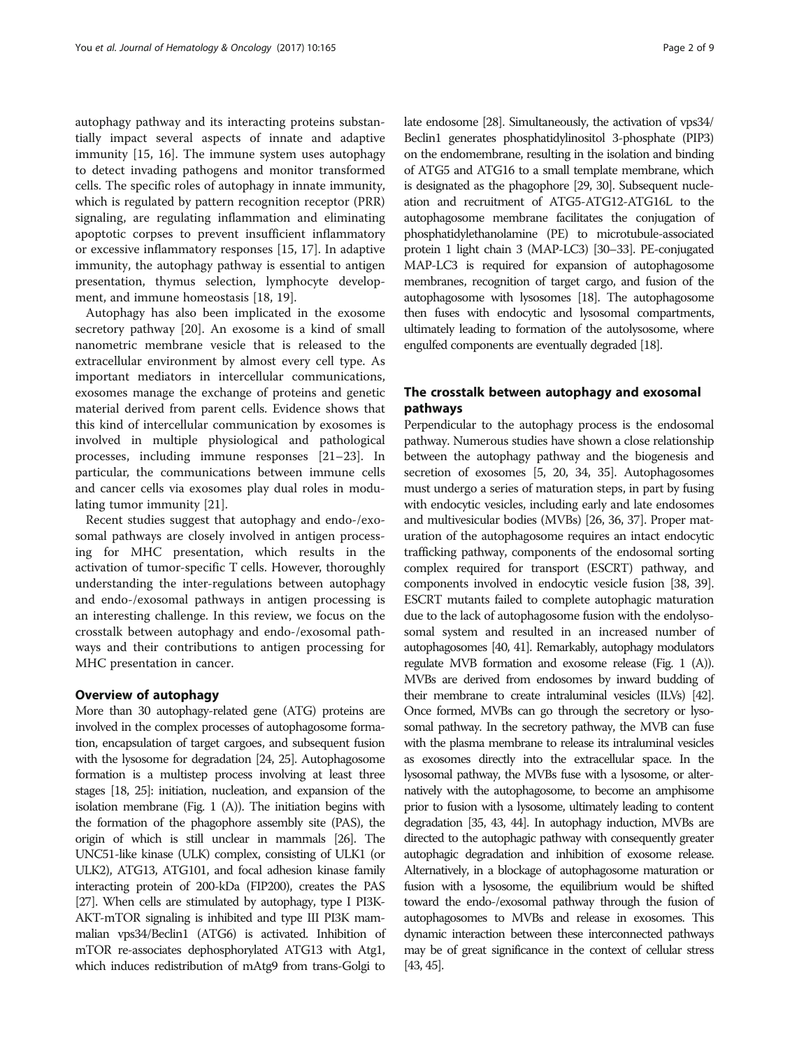autophagy pathway and its interacting proteins substantially impact several aspects of innate and adaptive immunity [15, 16]. The immune system uses autophagy to detect invading pathogens and monitor transformed cells. The specific roles of autophagy in innate immunity, which is regulated by pattern recognition receptor (PRR) signaling, are regulating inflammation and eliminating apoptotic corpses to prevent insufficient inflammatory or excessive inflammatory responses [15, 17]. In adaptive immunity, the autophagy pathway is essential to antigen presentation, thymus selection, lymphocyte development, and immune homeostasis [18, 19].

Autophagy has also been implicated in the exosome secretory pathway [20]. An exosome is a kind of small nanometric membrane vesicle that is released to the extracellular environment by almost every cell type. As important mediators in intercellular communications, exosomes manage the exchange of proteins and genetic material derived from parent cells. Evidence shows that this kind of intercellular communication by exosomes is involved in multiple physiological and pathological processes, including immune responses [21–23]. In particular, the communications between immune cells and cancer cells via exosomes play dual roles in modulating tumor immunity [21].

Recent studies suggest that autophagy and endo-/exosomal pathways are closely involved in antigen processing for MHC presentation, which results in the activation of tumor-specific T cells. However, thoroughly understanding the inter-regulations between autophagy and endo-/exosomal pathways in antigen processing is an interesting challenge. In this review, we focus on the crosstalk between autophagy and endo-/exosomal pathways and their contributions to antigen processing for MHC presentation in cancer.

## Overview of autophagy

More than 30 autophagy-related gene (ATG) proteins are involved in the complex processes of autophagosome formation, encapsulation of target cargoes, and subsequent fusion with the lysosome for degradation [24, 25]. Autophagosome formation is a multistep process involving at least three stages [18, 25]: initiation, nucleation, and expansion of the isolation membrane (Fig. 1 (A)). The initiation begins with the formation of the phagophore assembly site (PAS), the origin of which is still unclear in mammals [26]. The UNC51-like kinase (ULK) complex, consisting of ULK1 (or ULK2), ATG13, ATG101, and focal adhesion kinase family interacting protein of 200-kDa (FIP200), creates the PAS [27]. When cells are stimulated by autophagy, type I PI3K-AKT-mTOR signaling is inhibited and type III PI3K mammalian vps34/Beclin1 (ATG6) is activated. Inhibition of mTOR re-associates dephosphorylated ATG13 with Atg1, which induces redistribution of mAtg9 from trans-Golgi to late endosome [28]. Simultaneously, the activation of vps34/Beclin1 generates phosphatidylinositol 3-phosphate (PIP3) on the endomembrane, resulting in the isolation and binding of ATG5 and ATG16 to a small template membrane, which is designated as the phagophore [29, 30]. Subsequent nucleation and recruitment of ATG5-ATG12-ATG16L to the autophagosome membrane facilitates the conjugation of phosphatidylethanolamine (PE) to microtubule-associated protein 1 light chain 3 (MAP-LC3) [30–33]. PE-conjugated MAP-LC3 is required for expansion of autophagosome membranes, recognition of target cargo, and fusion of the autophagosome with lysosomes [18]. The autophagosome then fuses with endocytic and lysosomal compartments, ultimately leading to formation of the autolysosome, where engulfed components are eventually degraded [18].

## The crosstalk between autophagy and exosomal pathways

Perpendicular to the autophagy process is the endosomal pathway. Numerous studies have shown a close relationship between the autophagy pathway and the biogenesis and secretion of exosomes [5, 20, 34, 35]. Autophagosomes must undergo a series of maturation steps, in part by fusing with endocytic vesicles, including early and late endosomes and multivesicular bodies (MVBs) [26, 36, 37]. Proper maturation of the autophagosome requires an intact endocytic trafficking pathway, components of the endosomal sorting complex required for transport (ESCRT) pathway, and components involved in endocytic vesicle fusion [38, 39]. ESCRT mutants failed to complete autophagic maturation due to the lack of autophagosome fusion with the endolysosomal system and resulted in an increased number of autophagosomes [40, 41]. Remarkably, autophagy modulators regulate MVB formation and exosome release (Fig. 1 (A)). MVBs are derived from endosomes by inward budding of their membrane to create intraluminal vesicles (ILVs) [42]. Once formed, MVBs can go through the secretory or lysosomal pathway. In the secretory pathway, the MVB can fuse with the plasma membrane to release its intraluminal vesicles as exosomes directly into the extracellular space. In the lysosomal pathway, the MVBs fuse with a lysosome, or alternatively with the autophagosome, to become an amphisome prior to fusion with a lysosome, ultimately leading to content degradation [35, 43, 44]. In autophagy induction, MVBs are directed to the autophagic pathway with consequently greater autophagic degradation and inhibition of exosome release. Alternatively, in a blockage of autophagosome maturation or fusion with a lysosome, the equilibrium would be shifted toward the endo-/exosomal pathway through the fusion of autophagosomes to MVBs and release in exosomes. This dynamic interaction between these interconnected pathways may be of great significance in the context of cellular stress [43, 45].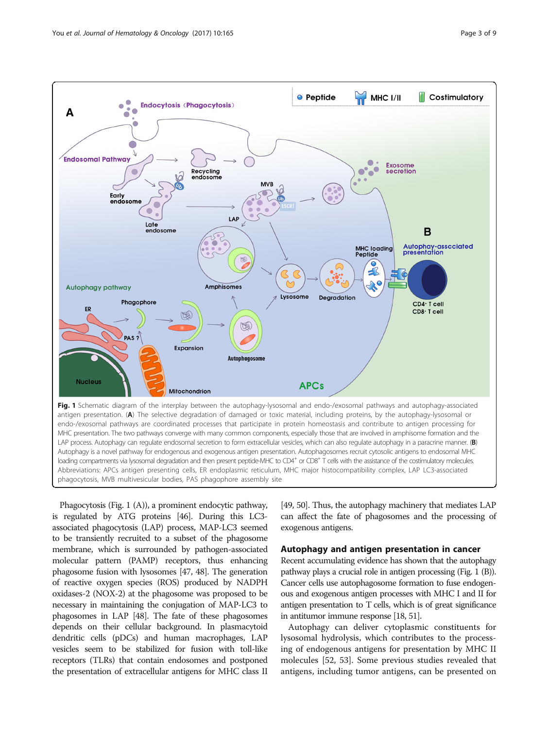**Fig. 1** Schematic diagram of the interplay between the autophagy-lysosomal and endo-/exosomal pathways and autophagy-associated antigen presentation. (**A**) The selective degradation of damaged or toxic material, including proteins, by the autophagy-lysosomal or endo-/exosomal pathways are coordinated processes that participate in protein homeostasis and contribute to antigen processing for MHC presentation. The two pathways converge with many common components, especially those that are involved in amphisome formation and the LAP process. Autophagy can regulate endosomal secretion to form extracellular vesicles, which can also regulate autophagy in a paracrine manner. (**B**) Autophagy is a novel pathway for endogenous and exogenous antigen presentation. Autophagosomes recruit cytosolic antigens to endosomal MHC loading compartments via lysosomal degradation and then present peptide-MHC to $CD4^+$ or $CD8^+$ T cells with the assistance of the costimulatory molecules. Abbreviations: APCs antigen presenting cells, ER endoplasmic reticulum, MHC major histocompatibility complex, LAP LC3-associated phagocytosis, MVB multivesicular bodies, PAS phagophore assembly site

Phagocytosis (Fig. 1 (A)), a prominent endocytic pathway, is regulated by ATG proteins [46]. During this LC3-associated phagocytosis (LAP) process, MAP-LC3 seemed to be transiently recruited to a subset of the phagosome membrane, which is surrounded by pathogen-associated molecular pattern (PAMP) receptors, thus enhancing phagosome fusion with lysosomes [47, 48]. The generation of reactive oxygen species (ROS) produced by NADPH oxidases-2 (NOX-2) at the phagosome was proposed to be necessary in maintaining the conjugation of MAP-LC3 to phagosomes in LAP [48]. The fate of these phagosomes depends on their cellular background. In plasmacytoid dendritic cells (pDCs) and human macrophages, LAP vesicles seem to be stabilized for fusion with toll-like receptors (TLRs) that contain endosomes and postponed the presentation of extracellular antigens for MHC class II [49, 50]. Thus, the autophagy machinery that mediates LAP can affect the fate of phagosomes and the processing of exogenous antigens.

## Autophagy and antigen presentation in cancer

Recent accumulating evidence has shown that the autophagy pathway plays a crucial role in antigen processing (Fig. 1 (B)). Cancer cells use autophagosome formation to fuse endogenous and exogenous antigen processes with MHC I and II for antigen presentation to T cells, which is of great significance in antitumor immune response [18, 51].

Autophagy can deliver cytoplasmic constituents for lysosomal hydrolysis, which contributes to the processing of endogenous antigens for presentation by MHC II molecules [52, 53]. Some previous studies revealed that antigens, including tumor antigens, can be presented on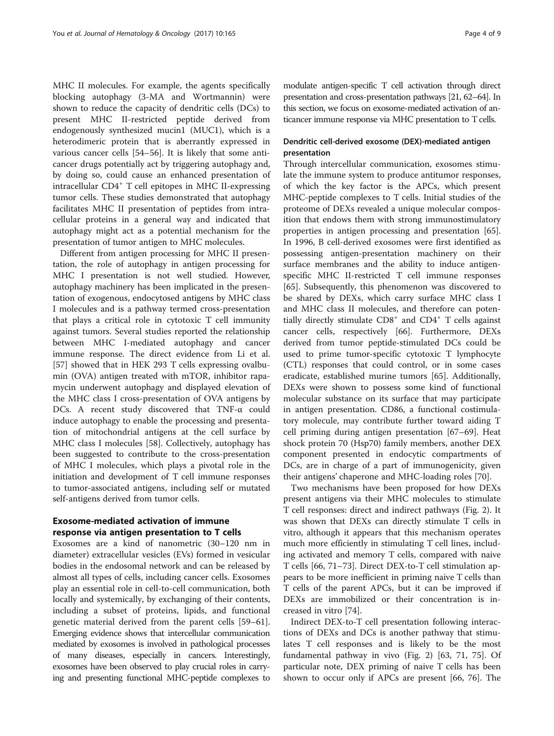MHC II molecules. For example, the agents specifically blocking autophagy (3-MA and Wortmannin) were shown to reduce the capacity of dendritic cells (DCs) to present MHC II-restricted peptide derived from endogenously synthesized mucin1 (MUC1), which is a heterodimeric protein that is aberrantly expressed in various cancer cells [54–56]. It is likely that some anticancer drugs potentially act by triggering autophagy and, by doing so, could cause an enhanced presentation of intracellular $CD4^+$ T cell epitopes in MHC II-expressing tumor cells. These studies demonstrated that autophagy facilitates MHC II presentation of peptides from intracellular proteins in a general way and indicated that autophagy might act as a potential mechanism for the presentation of tumor antigen to MHC molecules.

Different from antigen processing for MHC II presentation, the role of autophagy in antigen processing for MHC I presentation is not well studied. However, autophagy machinery has been implicated in the presentation of exogenous, endocytosed antigens by MHC class I molecules and is a pathway termed cross-presentation that plays a critical role in cytotoxic T cell immunity against tumors. Several studies reported the relationship between MHC I-mediated autophagy and cancer immune response. The direct evidence from Li et al. [57] showed that in HEK 293 T cells expressing ovalbumin (OVA) antigen treated with mTOR, inhibitor rapamycin underwent autophagy and displayed elevation of the MHC class I cross-presentation of OVA antigens by DCs. A recent study discovered that TNF-α could induce autophagy to enable the processing and presentation of mitochondrial antigens at the cell surface by MHC class I molecules [58]. Collectively, autophagy has been suggested to contribute to the cross-presentation of MHC I molecules, which plays a pivotal role in the initiation and development of T cell immune responses to tumor-associated antigens, including self or mutated self-antigens derived from tumor cells.

## Exosome-mediated activation of immune response via antigen presentation to T cells

Exosomes are a kind of nanometric (30–120 nm in diameter) extracellular vesicles (EVs) formed in vesicular bodies in the endosomal network and can be released by almost all types of cells, including cancer cells. Exosomes play an essential role in cell-to-cell communication, both locally and systemically, by exchanging of their contents, including a subset of proteins, lipids, and functional genetic material derived from the parent cells [59–61]. Emerging evidence shows that intercellular communication mediated by exosomes is involved in pathological processes of many diseases, especially in cancers. Interestingly, exosomes have been observed to play crucial roles in carrying and presenting functional MHC-peptide complexes to modulate antigen-specific T cell activation through direct presentation and cross-presentation pathways [21, 62–64]. In this section, we focus on exosome-mediated activation of anticancer immune response via MHC presentation to T cells.

### Dendritic cell-derived exosome (DEX)-mediated antigen presentation

Through intercellular communication, exosomes stimulate the immune system to produce antitumor responses, of which the key factor is the APCs, which present MHC-peptide complexes to T cells. Initial studies of the proteome of DEXs revealed a unique molecular composition that endows them with strong immunostimulatory properties in antigen processing and presentation [65]. In 1996, B cell-derived exosomes were first identified as possessing antigen-presentation machinery on their surface membranes and the ability to induce antigen-specific MHC II-restricted T cell immune responses [65]. Subsequently, this phenomenon was discovered to be shared by DEXs, which carry surface MHC class I and MHC class II molecules, and therefore can potentially directly stimulate $CD8^+$ and $CD4^+$ T cells against cancer cells, respectively [66]. Furthermore, DEXs derived from tumor peptide-stimulated DCs could be used to prime tumor-specific cytotoxic T lymphocyte (CTL) responses that could control, or in some cases eradicate, established murine tumors [65]. Additionally, DEXs were shown to possess some kind of functional molecular substance on its surface that may participate in antigen presentation. CD86, a functional costimulatory molecule, may contribute further toward aiding T cell priming during antigen presentation [67–69]. Heat shock protein 70 (Hsp70) family members, another DEX component presented in endocytic compartments of DCs, are in charge of a part of immunogenicity, given their antigens' chaperone and MHC-loading roles [70].

Two mechanisms have been proposed for how DEXs present antigens via their MHC molecules to stimulate T cell responses: direct and indirect pathways (Fig. 2). It was shown that DEXs can directly stimulate T cells in vitro, although it appears that this mechanism operates much more efficiently in stimulating T cell lines, including activated and memory T cells, compared with naive T cells [66, 71–73]. Direct DEX-to-T cell stimulation appears to be more inefficient in priming naive T cells than T cells of the parent APCs, but it can be improved if DEXs are immobilized or their concentration is increased in vitro [74].

Indirect DEX-to-T cell presentation following interactions of DEXs and DCs is another pathway that stimulates T cell responses and is likely to be the most fundamental pathway in vivo (Fig. 2) [63, 71, 75]. Of particular note, DEX priming of naive T cells has been shown to occur only if APCs are present [66, 76]. The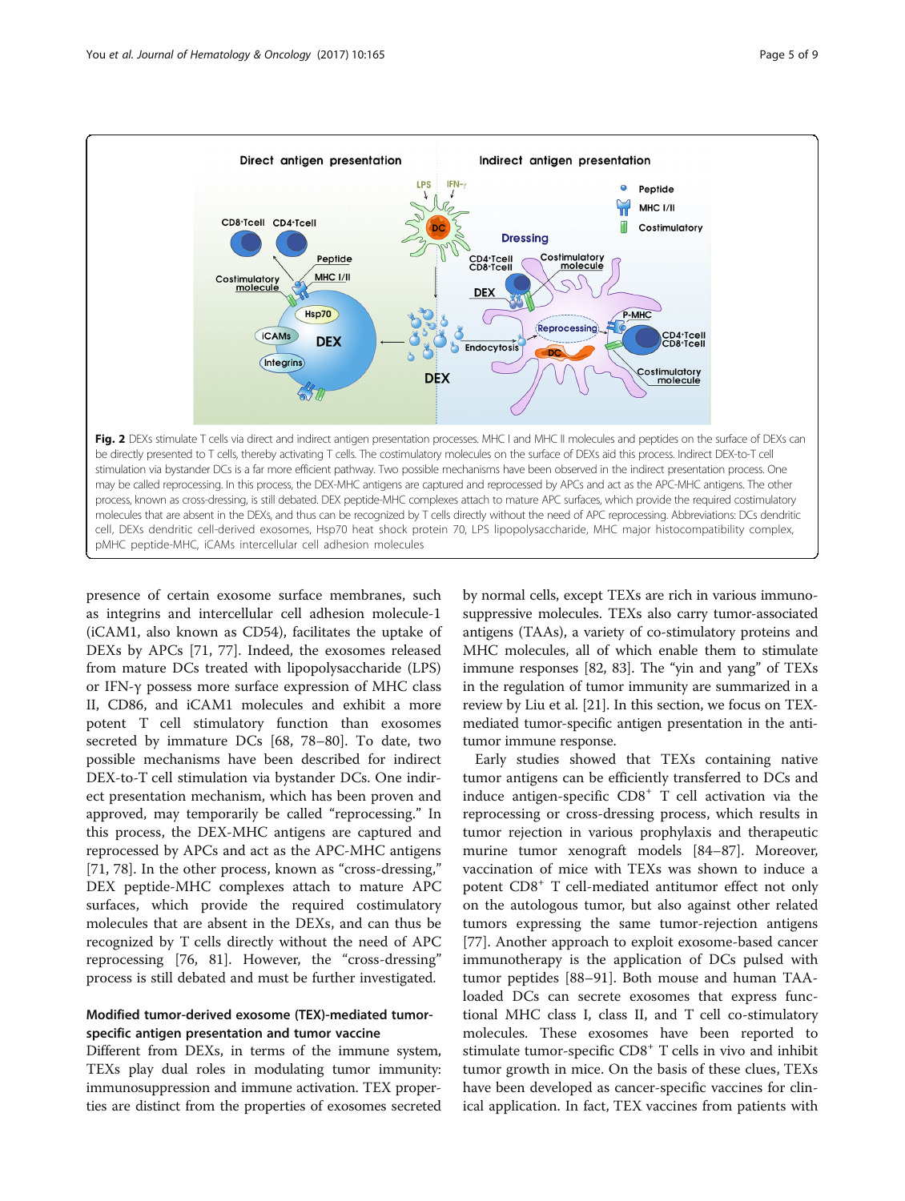Fig. 2 DEXs stimulate T cells via direct and indirect antigen presentation processes. MHC I and MHC II molecules and peptides on the surface of DEXs can be directly presented to T cells, thereby activating T cells. The costimulatory molecules on the surface of DEXs aid this process. Indirect DEX-to-T cell stimulation via bystander DCs is a far more efficient pathway. Two possible mechanisms have been observed in the indirect presentation process. One may be called reprocessing. In this process, the DEX-MHC antigens are captured and reprocessed by APCs and act as the APC-MHC antigens. The other process, known as cross-dressing, is still debated. DEX peptide-MHC complexes attach to mature APC surfaces, which provide the required costimulatory molecules that are absent in the DEXs, and thus can be recognized by T cells directly without the need of APC reprocessing. Abbreviations: DCs dendritic cell, DEXs dendritic cell-derived exosomes, Hsp70 heat shock protein 70, LPS lipopolysaccharide, MHC major histocompatibility complex, pMHC peptide-MHC, iCAMs intercellular cell adhesion molecules

presence of certain exosome surface membranes, such as integrins and intercellular cell adhesion molecule-1 (iCAM1, also known as CD54), facilitates the uptake of DEXs by APCs [71, 77]. Indeed, the exosomes released from mature DCs treated with lipopolysaccharide (LPS) or IFN-γ possess more surface expression of MHC class II, CD86, and iCAM1 molecules and exhibit a more potent T cell stimulatory function than exosomes secreted by immature DCs [68, 78–80]. To date, two possible mechanisms have been described for indirect DEX-to-T cell stimulation via bystander DCs. One indirect presentation mechanism, which has been proven and approved, may temporarily be called "reprocessing." In this process, the DEX-MHC antigens are captured and reprocessed by APCs and act as the APC-MHC antigens [71, 78]. In the other process, known as "cross-dressing," DEX peptide-MHC complexes attach to mature APC surfaces, which provide the required costimulatory molecules that are absent in the DEXs, and can thus be recognized by T cells directly without the need of APC reprocessing [76, 81]. However, the "cross-dressing" process is still debated and must be further investigated.

### Modified tumor-derived exosome (TEX)-mediated tumor-specific antigen presentation and tumor vaccine

Different from DEXs, in terms of the immune system, TEXs play dual roles in modulating tumor immunity: immunosuppression and immune activation. TEX properties are distinct from the properties of exosomes secreted by normal cells, except TEXs are rich in various immunosuppressive molecules. TEXs also carry tumor-associated antigens (TAAs), a variety of co-stimulatory proteins and MHC molecules, all of which enable them to stimulate immune responses [82, 83]. The "yin and yang" of TEXs in the regulation of tumor immunity are summarized in a review by Liu et al. [21]. In this section, we focus on TEX-mediated tumor-specific antigen presentation in the antitumor immune response.

Early studies showed that TEXs containing native tumor antigens can be efficiently transferred to DCs and induce antigen-specific $CD8^+$ T cell activation via the reprocessing or cross-dressing process, which results in tumor rejection in various prophylaxis and therapeutic murine tumor xenograft models [84–87]. Moreover, vaccination of mice with TEXs was shown to induce a potent $CD8^+$ T cell-mediated antitumor effect not only on the autologous tumor, but also against other related tumors expressing the same tumor-rejection antigens [77]. Another approach to exploit exosome-based cancer immunotherapy is the application of DCs pulsed with tumor peptides [88–91]. Both mouse and human TAA-loaded DCs can secrete exosomes that express functional MHC class I, class II, and T cell co-stimulatory molecules. These exosomes have been reported to stimulate tumor-specific $CD8^+$ T cells in vivo and inhibit tumor growth in mice. On the basis of these clues, TEXs have been developed as cancer-specific vaccines for clinical application. In fact, TEX vaccines from patients with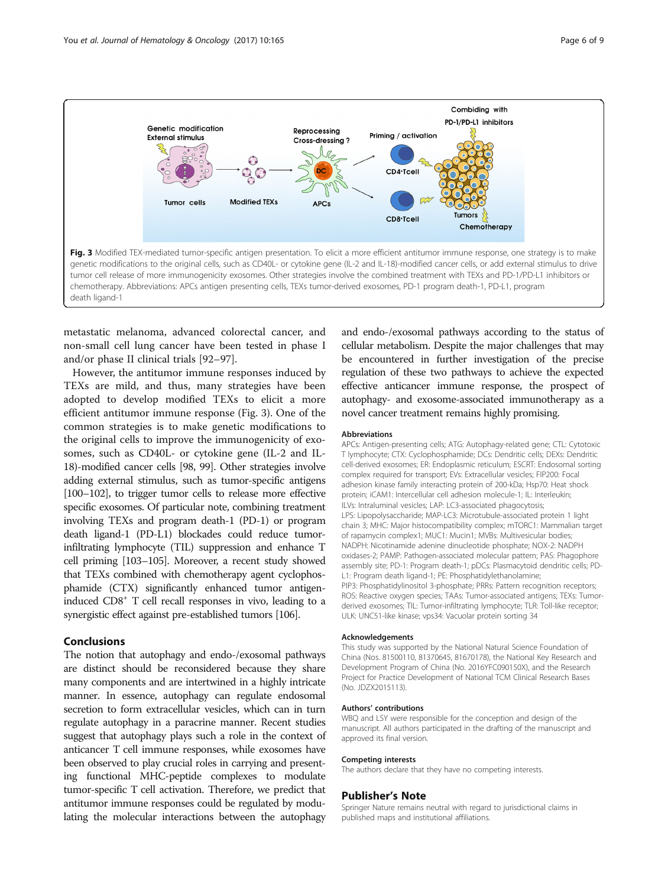**Fig. 3** Modified TEX-mediated tumor-specific antigen presentation. To elicit a more efficient antitumor immune response, one strategy is to make genetic modifications to the original cells, such as CD40L- or cytokine gene (IL-2 and IL-18)-modified cancer cells, or add external stimulus to drive tumor cell release of more immunogenicity exosomes. Other strategies involve the combined treatment with TEXs and PD-1/PD-L1 inhibitors or chemotherapy. Abbreviations: APCs antigen presenting cells, TEXs tumor-derived exosomes, PD-1 program death-1, PD-L1, program death ligand-1

metastatic melanoma, advanced colorectal cancer, and non-small cell lung cancer have been tested in phase I and/or phase II clinical trials [92–97].

However, the antitumor immune responses induced by TEXs are mild, and thus, many strategies have been adopted to develop modified TEXs to elicit a more efficient antitumor immune response (Fig. 3). One of the common strategies is to make genetic modifications to the original cells to improve the immunogenicity of exosomes, such as CD40L- or cytokine gene (IL-2 and IL-18)-modified cancer cells [98, 99]. Other strategies involve adding external stimulus, such as tumor-specific antigens [100–102], to trigger tumor cells to release more effective specific exosomes. Of particular note, combining treatment involving TEXs and program death-1 (PD-1) or program death ligand-1 (PD-L1) blockades could reduce tumor-infiltrating lymphocyte (TIL) suppression and enhance T cell priming [103–105]. Moreover, a recent study showed that TEXs combined with chemotherapy agent cyclophosphamide (CTX) significantly enhanced tumor antigen-induced $CD8^+$ T cell recall responses in vivo, leading to a synergistic effect against pre-established tumors [106].

## Conclusions

The notion that autophagy and endo-/exosomal pathways are distinct should be reconsidered because they share many components and are intertwined in a highly intricate manner. In essence, autophagy can regulate endosomal secretion to form extracellular vesicles, which can in turn regulate autophagy in a paracrine manner. Recent studies suggest that autophagy plays such a role in the context of anticancer T cell immune responses, while exosomes have been observed to play crucial roles in carrying and presenting functional MHC-peptide complexes to modulate tumor-specific T cell activation. Therefore, we predict that antitumor immune responses could be regulated by modulating the molecular interactions between the autophagy and endo-/exosomal pathways according to the status of cellular metabolism. Despite the major challenges that may be encountered in further investigation of the precise regulation of these two pathways to achieve the expected effective anticancer immune response, the prospect of autophagy- and exosome-associated immunotherapy as a novel cancer treatment remains highly promising.

### Abbreviations

APCs: Antigen-presenting cells; ATG: Autophagy-related gene; CTL: Cytotoxic T lymphocyte; CTX: Cyclophosphamide; DCs: Dendritic cells; DEXs: Dendritic cell-derived exosomes; ER: Endoplasmic reticulum; ESCRT: Endosomal sorting complex required for transport; EVs: Extracellular vesicles; FIP200: Focal adhesion kinase family interacting protein of 200-kDa; Hsp70: Heat shock protein; iCAM1: Intercellular cell adhesion molecule-1; IL: Interleukin; ILVs: Intraluminal vesicles; LAP: LC3-associated phagocytosis; LPS: Lipopolysaccharide; MAP-LC3: Microtubule-associated protein 1 light chain 3; MHC: Major histocompatibility complex; mTORC1: Mammalian target of rapamycin complex1; MUC1: Mucin1; MVBs: Multivesicular bodies; NADPH: Nicotinamide adenine dinucleotide phosphate; NOX-2: NADPH oxidases-2; PAMP: Pathogen-associated molecular pattern; PAS: Phagophore assembly site; PD-1: Program death-1; pDCs: Plasmacytoid dendritic cells; PD-L1: Program death ligand-1; PE: Phosphatidylethanolamine; PIP3: Phosphatidylinositol 3-phosphate; PRRs: Pattern recognition receptors; ROS: Reactive oxygen species; TAAs: Tumor-associated antigens; TEXs: Tumor-derived exosomes; TIL: Tumor-infiltrating lymphocyte; TLR: Toll-like receptor; ULK: UNC51-like kinase; vps34: Vacuolar protein sorting 34

### Acknowledgements

This study was supported by the National Natural Science Foundation of China (Nos. 81500110, 81370645, 81670178), the National Key Research and Development Program of China (No. 2016YFC090150X), and the Research Project for Practice Development of National TCM Clinical Research Bases (No. JDZX2015113).

### Authors' contributions

WBQ and LSY were responsible for the conception and design of the manuscript. All authors participated in the drafting of the manuscript and approved its final version.

### Competing interests

The authors declare that they have no competing interests.

## Publisher's Note

Springer Nature remains neutral with regard to jurisdictional claims in published maps and institutional affiliations.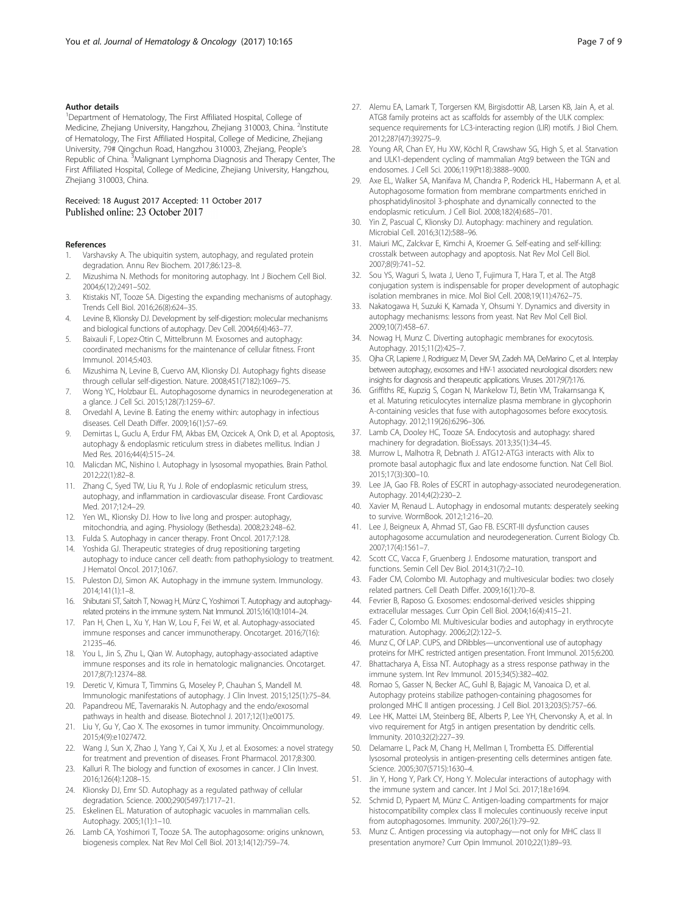### Author details

[1]Department of Hematology, The First Affiliated Hospital, College of Medicine, Zhejiang University, Hangzhou, Zhejiang 310003, China. [2]Institute of Hematology, The First Affiliated Hospital, College of Medicine, Zhejiang University, 79# Qingchun Road, Hangzhou 310003, Zhejiang, People's Republic of China. [3]Malignant Lymphoma Diagnosis and Therapy Center, The First Affiliated Hospital, College of Medicine, Zhejiang University, Hangzhou, Zhejiang 310003, China.

Received: 18 August 2017 Accepted: 11 October 2017
Published online: 23 October 2017

### References

1. Varshavsky A. The ubiquitin system, autophagy, and regulated protein degradation. Annu Rev Biochem. 2017;86:123–8.
2. Mizushima N. Methods for monitoring autophagy. Int J Biochem Cell Biol. 2004;6(12):2491–502.
3. Ktistakis NT, Tooze SA. Digesting the expanding mechanisms of autophagy. Trends Cell Biol. 2016;26(8):624–35.
4. Levine B, Klionsky DJ. Development by self-digestion: molecular mechanisms and biological functions of autophagy. Dev Cell. 2004;6(4):463–77.
5. Baixauli F, Lopez-Otin C, Mittelbrunn M. Exosomes and autophagy: coordinated mechanisms for the maintenance of cellular fitness. Front Immunol. 2014;5:403.
6. Mizushima N, Levine B, Cuervo AM, Klionsky DJ. Autophagy fights disease through cellular self-digestion. Nature. 2008;451(7182):1069–75.
7. Wong YC, Holzbaur EL. Autophagosome dynamics in neurodegeneration at a glance. J Cell Sci. 2015;128(7):1259–67.
8. Orvedahl A, Levine B. Eating the enemy within: autophagy in infectious diseases. Cell Death Differ. 2009;16(1):57–69.
9. Demirtas L, Guclu A, Erdur FM, Akbas EM, Ozcicek A, Onk D, et al. Apoptosis, autophagy & endoplasmic reticulum stress in diabetes mellitus. Indian J Med Res. 2016;44(4):515–24.
10. Malicdan MC, Nishino I. Autophagy in lysosomal myopathies. Brain Pathol. 2012;22(1):82–8.
11. Zhang C, Syed TW, Liu R, Yu J. Role of endoplasmic reticulum stress, autophagy, and inflammation in cardiovascular disease. Front Cardiovasc Med. 2017;12:4–29.
12. Yen WL, Klionsky DJ. How to live long and prosper: autophagy, mitochondria, and aging. Physiology (Bethesda). 2008;23:248–62.
13. Fulda S. Autophagy in cancer therapy. Front Oncol. 2017;7:128.
14. Yoshida GJ. Therapeutic strategies of drug repositioning targeting autophagy to induce cancer cell death: from pathophysiology to treatment. J Hematol Oncol. 2017;10:67.
15. Puleston DJ, Simon AK. Autophagy in the immune system. Immunology. 2014;141(1):1–8.
16. Shibutani ST, Saitoh T, Nowag H, Münz C, Yoshimori T. Autophagy and autophagy-related proteins in the immune system. Nat Immunol. 2015;16(10):1014–24.
17. Pan H, Chen L, Xu Y, Han W, Lou F, Fei W, et al. Autophagy-associated immune responses and cancer immunotherapy. Oncotarget. 2016;7(16): 21235–46.
18. You L, Jin S, Zhu L, Qian W. Autophagy, autophagy-associated adaptive immune responses and its role in hematologic malignancies. Oncotarget. 2017;8(7):12374–88.
19. Deretic V, Kimura T, Timmins G, Moseley P, Chauhan S, Mandell M. Immunologic manifestations of autophagy. J Clin Invest. 2015;125(1):75–84.
20. Papandreou ME, Tavernarakis N. Autophagy and the endo/exosomal pathways in health and disease. Biotechnol J. 2017;12(1):e00175.
21. Liu Y, Gu Y, Cao X. The exosomes in tumor immunity. Oncoimmunology. 2015;4(9):e1027472.
22. Wang J, Sun X, Zhao J, Yang Y, Cai X, Xu J, et al. Exosomes: a novel strategy for treatment and prevention of diseases. Front Pharmacol. 2017;8:300.
23. Kalluri R. The biology and function of exosomes in cancer. J Clin Invest. 2016;126(4):1208–15.
24. Klionsky DJ, Emr SD. Autophagy as a regulated pathway of cellular degradation. Science. 2000;290(5497):1717–21.
25. Eskelinen EL. Maturation of autophagic vacuoles in mammalian cells. Autophagy. 2005;1(1):1–10.
26. Lamb CA, Yoshimori T, Tooze SA. The autophagosome: origins unknown, biogenesis complex. Nat Rev Mol Cell Biol. 2013;14(12):759–74.
27. Alemu EA, Lamark T, Torgersen KM, Birgisdottir AB, Larsen KB, Jain A, et al. ATG8 family proteins act as scaffolds for assembly of the ULK complex: sequence requirements for LC3-interacting region (LIR) motifs. J Biol Chem. 2012;287(47):39275–9.
28. Young AR, Chan EY, Hu XW, Köchl R, Crawshaw SG, High S, et al. Starvation and ULK1-dependent cycling of mammalian Atg9 between the TGN and endosomes. J Cell Sci. 2006;119(Pt18):3888–9000.
29. Axe EL, Walker SA, Manifava M, Chandra P, Roderick HL, Habermann A, et al. Autophagosome formation from membrane compartments enriched in phosphatidylinositol 3-phosphate and dynamically connected to the endoplasmic reticulum. J Cell Biol. 2008;182(4):685–701.
30. Yin Z, Pascual C, Klionsky DJ. Autophagy: machinery and regulation. Microbial Cell. 2016;3(12):588–96.
31. Maiuri MC, Zalckvar E, Kimchi A, Kroemer G. Self-eating and self-killing: crosstalk between autophagy and apoptosis. Nat Rev Mol Cell Biol. 2007;8(9):741–52.
32. Sou YS, Waguri S, Iwata J, Ueno T, Fujimura T, Hara T, et al. The Atg8 conjugation system is indispensable for proper development of autophagic isolation membranes in mice. Mol Biol Cell. 2008;19(11):4762–75.
33. Nakatogawa H, Suzuki K, Kamada Y, Ohsumi Y. Dynamics and diversity in autophagy mechanisms: lessons from yeast. Nat Rev Mol Cell Biol. 2009;10(7):458–67.
34. Nowag H, Munz C. Diverting autophagic membranes for exocytosis. Autophagy. 2015;11(2):425–7.
35. Ojha CR, Lapierre J, Rodriguez M, Dever SM, Zadeh MA, DeMarino C, et al. Interplay between autophagy, exosomes and HIV-1 associated neurological disorders: new insights for diagnosis and therapeutic applications. Viruses. 2017;9(7):176.
36. Griffiths RE, Kupzig S, Cogan N, Mankelow TJ, Betin VM, Trakarnsanga K, et al. Maturing reticulocytes internalize plasma membrane in glycophorin A-containing vesicles that fuse with autophagosomes before exocytosis. Autophagy. 2012;119(26):6296–306.
37. Lamb CA, Dooley HC, Tooze SA. Endocytosis and autophagy: shared machinery for degradation. BioEssays. 2013;35(1):34–45.
38. Murrow L, Malhotra R, Debnath J. ATG12-ATG3 interacts with Alix to promote basal autophagic flux and late endosome function. Nat Cell Biol. 2015;17(3):300–10.
39. Lee JA, Gao FB. Roles of ESCRT in autophagy-associated neurodegeneration. Autophagy. 2014;4(2):230–2.
40. Xavier M, Renaud L. Autophagy in endosomal mutants: desperately seeking to survive. WormBook. 2012;1:216–20.
41. Lee J, Beigneux A, Ahmad ST, Gao FB. ESCRT-III dysfunction causes autophagosome accumulation and neurodegeneration. Current Biology Cb. 2007;17(4):1561–7.
42. Scott CC, Vacca F, Gruenberg J. Endosome maturation, transport and functions. Semin Cell Dev Biol. 2014;31(7):2–10.
43. Fader CM, Colombo MI. Autophagy and multivesicular bodies: two closely related partners. Cell Death Differ. 2009;16(1):70–8.
44. Fevrier B, Raposo G. Exosomes: endosomal-derived vesicles shipping extracellular messages. Curr Opin Cell Biol. 2004;16(4):415–21.
45. Fader C, Colombo MI. Multivesicular bodies and autophagy in erythrocyte maturation. Autophagy. 2006;2(2):122–5.
46. Munz C, Of LAP. CUPS, and DRibbles—unconventional use of autophagy proteins for MHC restricted antigen presentation. Front Immunol. 2015;6:200.
47. Bhattacharya A, Eissa NT. Autophagy as a stress response pathway in the immune system. Int Rev Immunol. 2015;34(5):382–402.
48. Romao S, Gasser N, Becker AC, Guhl B, Bajagic M, Vanoaica D, et al. Autophagy proteins stabilize pathogen-containing phagosomes for prolonged MHC II antigen processing. J Cell Biol. 2013;203(5):757–66.
49. Lee HK, Mattei LM, Steinberg BE, Alberts P, Lee YH, Chervonsky A, et al. In vivo requirement for Atg5 in antigen presentation by dendritic cells. Immunity. 2010;32(2):227–39.
50. Delamarre L, Pack M, Chang H, Mellman I, Trombetta ES. Differential lysosomal proteolysis in antigen-presenting cells determines antigen fate. Science. 2005;307(5715):1630–4.
51. Jin Y, Hong Y, Park CY, Hong Y. Molecular interactions of autophagy with the immune system and cancer. Int J Mol Sci. 2017;18:e1694.
52. Schmid D, Pypaert M, Münz C. Antigen-loading compartments for major histocompatibility complex class II molecules continuously receive input from autophagosomes. Immunity. 2007;26(1):79–92.
53. Munz C. Antigen processing via autophagy—not only for MHC class II presentation anymore? Curr Opin Immunol. 2010;22(1):89–93.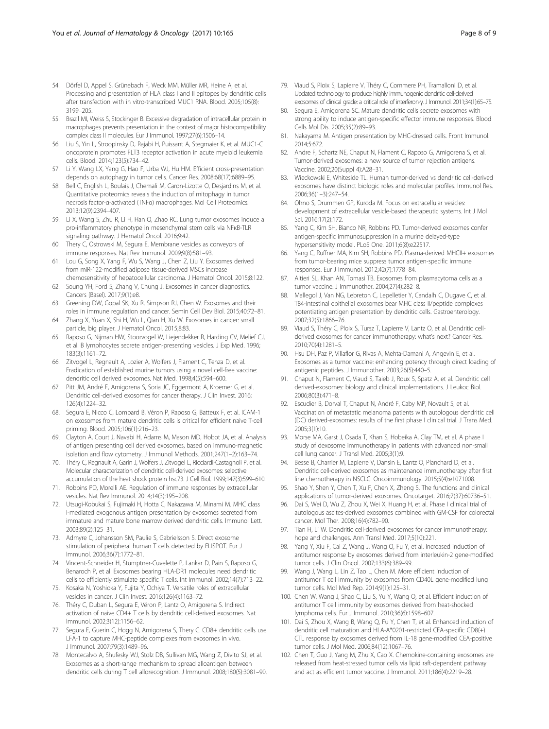54. Dörfel D, Appel S, Grünebach F, Weck MM, Müller MR, Heine A, et al. Processing and presentation of HLA class I and II epitopes by dendritic cells after transfection with in vitro-transcribed MUC1 RNA. Blood. 2005;105(8): 3199–205.
55. Brazil MI, Weiss S, Stockinger B. Excessive degradation of intracellular protein in macrophages prevents presentation in the context of major histocompatibility complex class II molecules. Eur J Immunol. 1997;27(6):1506–14.
56. Liu S, Yin L, Stroopinsky D, Rajabi H, Puissant A, Stegmaier K, et al. MUC1-C oncoprotein promotes FLT3 receptor activation in acute myeloid leukemia cells. Blood. 2014;123(5):734–42.
57. Li Y, Wang LX, Yang G, Hao F, Urba WJ, Hu HM. Efficient cross-presentation depends on autophagy in tumor cells. Cancer Res. 2008;68(17):6889–95.
58. Bell C, English L, Boulais J, Chemali M, Caron-Lizotte O, Desjardins M, et al. Quantitative proteomics reveals the induction of mitophagy in tumor necrosis factor-α-activated (TNFα) macrophages. Mol Cell Proteomics. 2013;12(9):2394–407.
59. Li X, Wang S, Zhu R, Li H, Han Q, Zhao RC. Lung tumor exosomes induce a pro-inflammatory phenotype in mesenchymal stem cells via NFκB-TLR signaling pathway. J Hematol Oncol. 2016;9:42.
60. Thery C, Ostrowski M, Segura E. Membrane vesicles as conveyors of immune responses. Nat Rev Immunol. 2009;9(8):581–93.
61. Lou G, Song X, Yang F, Wu S, Wang J, Chen Z, Liu Y. Exosomes derived from miR-122-modified adipose tissue-derived MSCs increase chemosensitivity of hepatocellular carcinoma. J Hematol Oncol. 2015;8:122.
62. Soung YH, Ford S, Zhang V, Chung J. Exosomes in cancer diagnostics. Cancers (Basel). 2017;9(1):e8.
63. Greening DW, Gopal SK, Xu R, Simpson RJ, Chen W. Exosomes and their roles in immune regulation and cancer. Semin Cell Dev Biol. 2015;40:72–81.
64. Zhang X, Yuan X, Shi H, Wu L, Qian H, Xu W. Exosomes in cancer: small particle, big player. J Hematol Oncol. 2015;8:83.
65. Raposo G, Nijman HW, Stoorvogel W, Liejendekker R, Harding CV, Melief CJ, et al. B lymphocytes secrete antigen-presenting vesicles. J Exp Med. 1996; 183(3):1161–72.
66. Zitvogel L, Regnault A, Lozier A, Wolfers J, Flament C, Tenza D, et al. Eradication of established murine tumors using a novel cell-free vaccine: dendritic cell derived exosomes. Nat Med. 1998;4(5):594–600.
67. Pitt JM, André F, Amigorena S, Soria JC, Eggermont A, Kroemer G, et al. Dendritic cell-derived exosomes for cancer therapy. J Clin Invest. 2016; 126(4):1224–32.
68. Segura E, Nicco C, Lombard B, Véron P, Raposo G, Batteux F, et al. ICAM-1 on exosomes from mature dendritic cells is critical for efficient naive T-cell priming. Blood. 2005;106(1):216–23.
69. Clayton A, Court J, Navabi H, Adams M, Mason MD, Hobot JA, et al. Analysis of antigen presenting cell derived exosomes, based on immuno-magnetic isolation and flow cytometry. J Immunol Methods. 2001;247(1–2):163–74.
70. Théry C, Regnault A, Garin J, Wolfers J, Zitvogel L, Ricciardi-Castagnoli P, et al. Molecular characterization of dendritic cell-derived exosomes: selective accumulation of the heat shock protein hsc73. J Cell Biol. 1999;147(3):599–610.
71. Robbins PD, Morelli AE. Regulation of immune responses by extracellular vesicles. Nat Rev Immunol. 2014;14(3):195–208.
72. Utsugi-Kobukai S, Fujimaki H, Hotta C, Nakazawa M, Minami M. MHC class I-mediated exogenous antigen presentation by exosomes secreted from immature and mature bone marrow derived dendritic cells. Immunol Lett. 2003;89(2):125–31.
73. Admyre C, Johansson SM, Paulie S, Gabrielsson S. Direct exosome stimulation of peripheral human T cells detected by ELISPOT. Eur J Immunol. 2006;36(7):1772–81.
74. Vincent-Schneider H, Stumptner-Cuvelette P, Lankar D, Pain S, Raposo G, Benaroch P, et al. Exosomes bearing HLA-DR1 molecules need dendritic cells to efficiently stimulate specific T cells. Int Immunol. 2002;14(7):713–22.
75. Kosaka N, Yoshioka Y, Fujita Y, Ochiya T. Versatile roles of extracellular vesicles in cancer. J Clin Invest. 2016;126(4):1163–72.
76. Théry C, Duban L, Segura E, Véron P, Lantz O, Amigorena S. Indirect activation of naive CD4+ T cells by dendritic cell-derived exosomes. Nat Immunol. 2002;3(12):1156–62.
77. Segura E, Guerin C, Hogg N, Amigorena S, Thery C. CD8+ dendritic cells use LFA-1 to capture MHC-peptide complexes from exosomes in vivo. J Immunol. 2007;79(3):1489–96.
78. Montecalvo A, Shufesky WJ, Stolz DB, Sullivan MG, Wang Z, Divito SJ, et al. Exosomes as a short-range mechanism to spread alloantigen between dendritic cells during T cell allorecognition. J Immunol. 2008;180(5):3081–90.
79. Viaud S, Ploix S, Lapierre V, Théry C, Commere PH, Tramalloni D, et al. Updated technology to produce highly immunogenic dendritic cell-derived exosomes of clinical grade: a critical role of interferon-γ. J Immunol. 2011;34(1):65–75.
80. Segura E, Amigorena SC. Mature dendritic cells secrete exosomes with strong ability to induce antigen-specific effector immune responses. Blood Cells Mol Dis. 2005;35(2):89–93.
81. Nakayama M. Antigen presentation by MHC-dressed cells. Front Immunol. 2014;5:672.
82. Andre F, Schartz NE, Chaput N, Flament C, Raposo G, Amigorena S, et al. Tumor-derived exosomes: a new source of tumor rejection antigens. Vaccine. 2002;20(Suppl 4):A28–31.
83. Wieckowski E, Whiteside TL. Human tumor-derived vs dendritic cell-derived exosomes have distinct biologic roles and molecular profiles. Immunol Res. 2006;36(1–3):247–54.
84. Ohno S, Drummen GP, Kuroda M. Focus on extracellular vesicles: development of extracellular vesicle-based therapeutic systems. Int J Mol Sci. 2016;17(2):172.
85. Yang C, Kim SH, Bianco NR, Robbins PD. Tumor-derived exosomes confer antigen-specific immunosuppression in a murine delayed-type hypersensitivity model. PLoS One. 2011;6(8):e22517.
86. Yang C, Ruffner MA, Kim SH, Robbins PD. Plasma-derived MHCII+ exosomes from tumor-bearing mice suppress tumor antigen-specific immune responses. Eur J Immunol. 2012;42(7):1778–84.
87. Altieri SL, Khan AN, Tomasi TB. Exosomes from plasmacytoma cells as a tumor vaccine. J Immunother. 2004;27(4):282–8.
88. Mallegol J, Van NG, Lebreton C, Lepelletier Y, Candalh C, Dugave C, et al. T84-intestinal epithelial exosomes bear MHC class II/peptide complexes potentiating antigen presentation by dendritic cells. Gastroenterology. 2007;32(5):1866–76.
89. Viaud S, Théry C, Ploix S, Tursz T, Lapierre V, Lantz O, et al. Dendritic cell-derived exosomes for cancer immunotherapy: what's next? Cancer Res. 2010;70(4):1281–5.
90. Hsu DH, Paz P, Villaflor G, Rivas A, Mehta-Damani A, Angevin E, et al. Exosomes as a tumor vaccine: enhancing potency through direct loading of antigenic peptides. J Immunother. 2003;26(5):440–5.
91. Chaput N, Flament C, Viaud S, Taieb J, Roux S, Spatz A, et al. Dendritic cell derived-exosomes: biology and clinical implementations. J Leukoc Biol. 2006;80(3):471–8.
92. Escudier B, Dorval T, Chaput N, André F, Caby MP, Novault S, et al. Vaccination of metastatic melanoma patients with autologous dendritic cell (DC) derived-exosomes: results of the first phase I clinical trial. J Trans Med. 2005;3(1):10.
93. Morse MA, Garst J, Osada T, Khan S, Hobeika A, Clay TM, et al. A phase I study of dexosome immunotherapy in patients with advanced non-small cell lung cancer. J Transl Med. 2005;3(1):9.
94. Besse B, Charrier M, Lapierre V, Dansin E, Lantz O, Planchard D, et al. Dendritic cell-derived exosomes as maintenance immunotherapy after first line chemotherapy in NSCLC. Oncoimmunology. 2015;5(4):e1071008.
95. Shao Y, Shen Y, Chen T, Xu F, Chen X, Zheng S. The functions and clinical applications of tumor-derived exosomes. Oncotarget. 2016;7(37):60736–51.
96. Dai S, Wei D, Wu Z, Zhou X, Wei X, Huang H, et al. Phase I clinical trial of autologous ascites-derived exosomes combined with GM-CSF for colorectal cancer. Mol Ther. 2008;16(4):782–90.
97. Tian H, Li W. Dendritic cell-derived exosomes for cancer immunotherapy: hope and challenges. Ann Transl Med. 2017;5(10):221.
98. Yang Y, Xiu F, Cai Z, Wang J, Wang Q, Fu Y, et al. Increased induction of antitumor response by exosomes derived from interleukin-2 gene-modified tumor cells. J Clin Oncol. 2007;133(6):389–99.
99. Wang J, Wang L, Lin Z, Tao L, Chen M. More efficient induction of antitumor T cell immunity by exosomes from CD40L gene-modified lung tumor cells. Mol Med Rep. 2014;9(1):125–31.
100. Chen W, Wang J, Shao C, Liu S, Yu Y, Wang Q, et al. Efficient induction of antitumor T cell immunity by exosomes derived from heat-shocked lymphoma cells. Eur J Immunol. 2010;36(6):1598–607.
101. Dai S, Zhou X, Wang B, Wang Q, Fu Y, Chen T, et al. Enhanced induction of dendritic cell maturation and HLA-A*0201-restricted CEA-specific CD8(+) CTL response by exosomes derived from IL-18 gene-modified CEA-positive tumor cells. J Mol Med. 2006;84(12):1067–76.
102. Chen T, Guo J, Yang M, Zhu X, Cao X. Chemokine-containing exosomes are released from heat-stressed tumor cells via lipid raft-dependent pathway and act as efficient tumor vaccine. J Immunol. 2011;186(4):2219–28.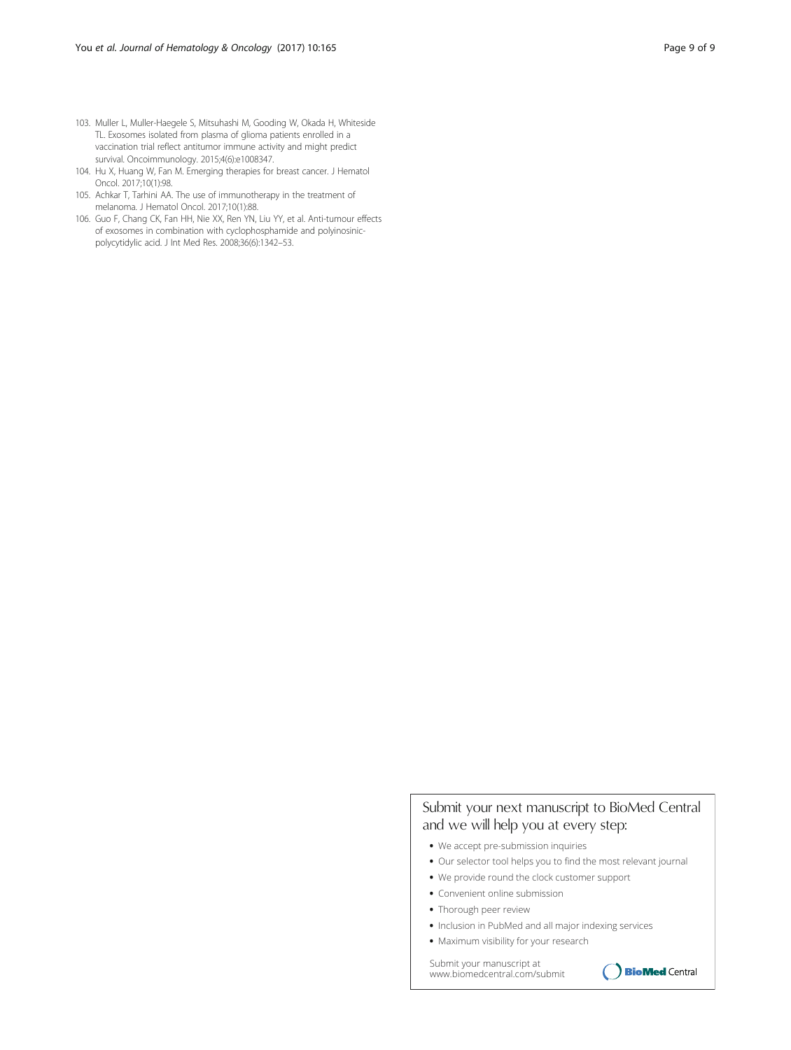103. Muller L, Muller-Haegele S, Mitsuhashi M, Gooding W, Okada H, Whiteside TL. Exosomes isolated from plasma of glioma patients enrolled in a vaccination trial reflect antitumor immune activity and might predict survival. Oncoimmunology. 2015;4(6):e1008347.
104. Hu X, Huang W, Fan M. Emerging therapies for breast cancer. J Hematol Oncol. 2017;10(1):98.
105. Achkar T, Tarhini AA. The use of immunotherapy in the treatment of melanoma. J Hematol Oncol. 2017;10(1):88.
106. Guo F, Chang CK, Fan HH, Nie XX, Ren YN, Liu YY, et al. Anti-tumour effects of exosomes in combination with cyclophosphamide and polyinosinic-polycytidylic acid. J Int Med Res. 2008;36(6):1342–53.

Submit your next manuscript to BioMed Central and we will help you at every step:

- We accept pre-submission inquiries
- Our selector tool helps you to find the most relevant journal
- We provide round the clock customer support
- Convenient online submission
- Thorough peer review
- Inclusion in PubMed and all major indexing services
- Maximum visibility for your research

Submit your manuscript at www.biomedcentral.com/submit

BioMed Central